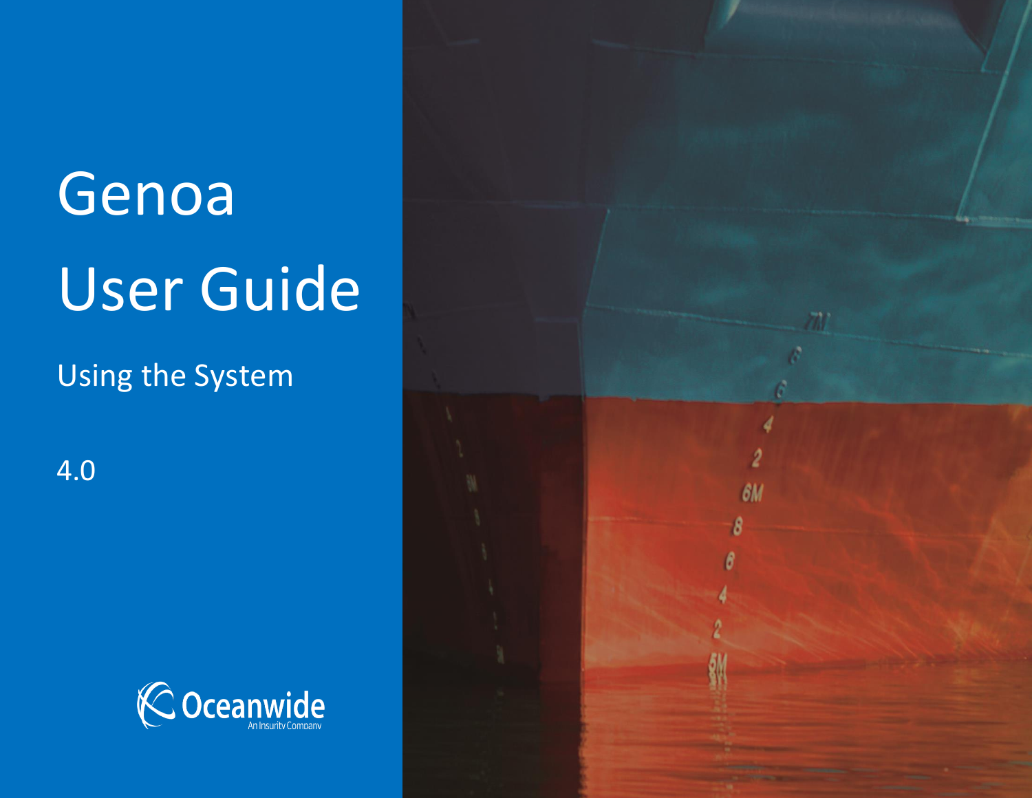# Genoa User Guide

## Using the System

4.0

Oceanwide
An Insurity Company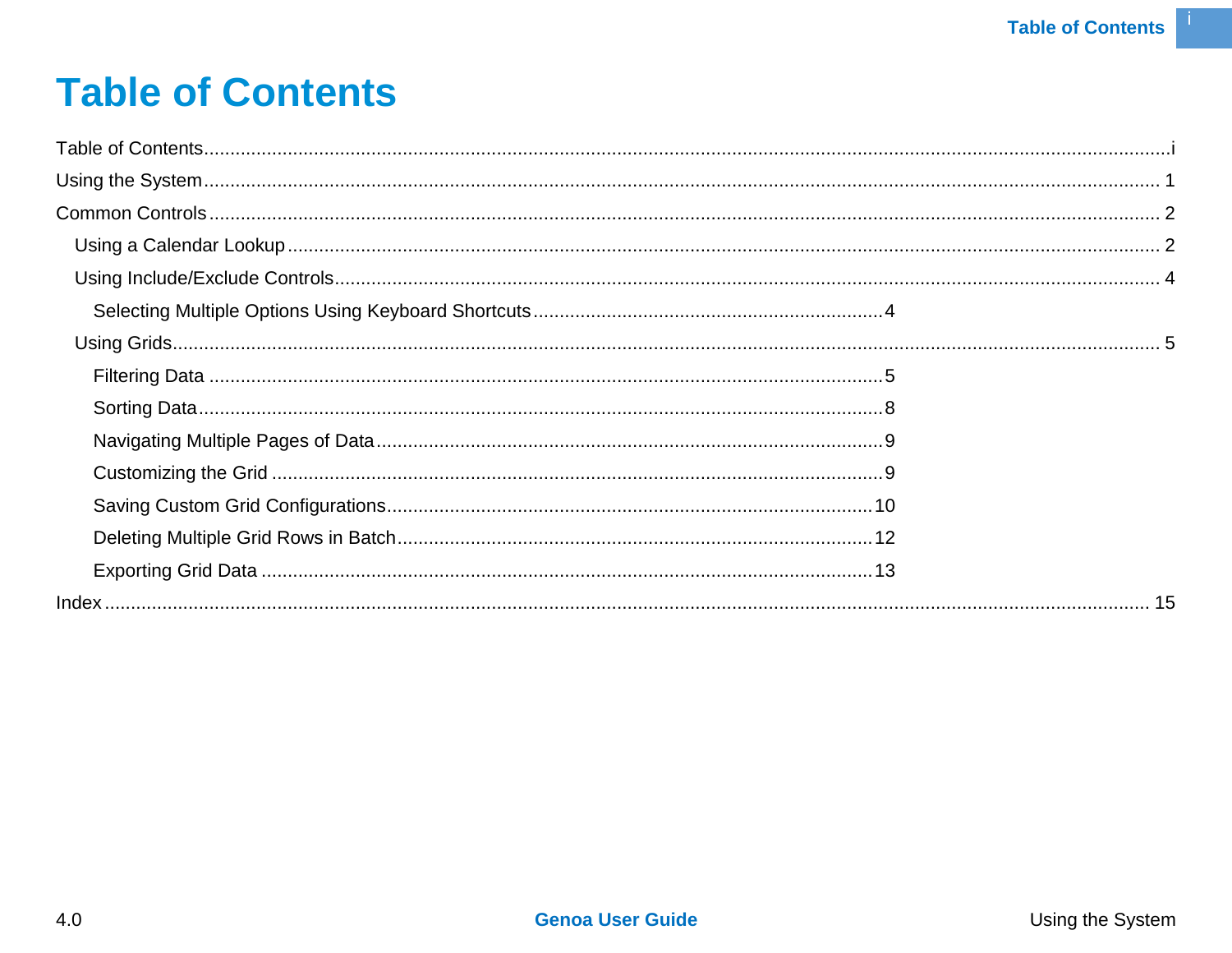# Table of Contents

Table of Contents ........................................................................................ i

Using the System ........................................................................................ 1

Common Controls ........................................................................................ 2

- Using a Calendar Lookup ........................................................................ 2
- Using Include/Exclude Controls ............................................................... 4
  - Selecting Multiple Options Using Keyboard Shortcuts ......................... 4
- Using Grids ............................................................................................ 5
  - Filtering Data ................................................................................... 5
  - Sorting Data ..................................................................................... 8
  - Navigating Multiple Pages of Data ..................................................... 9
  - Customizing the Grid ........................................................................ 9
  - Saving Custom Grid Configurations ................................................. 10
  - Deleting Multiple Grid Rows in Batch ............................................... 12
  - Exporting Grid Data ........................................................................ 13

Index ........................................................................................................ 15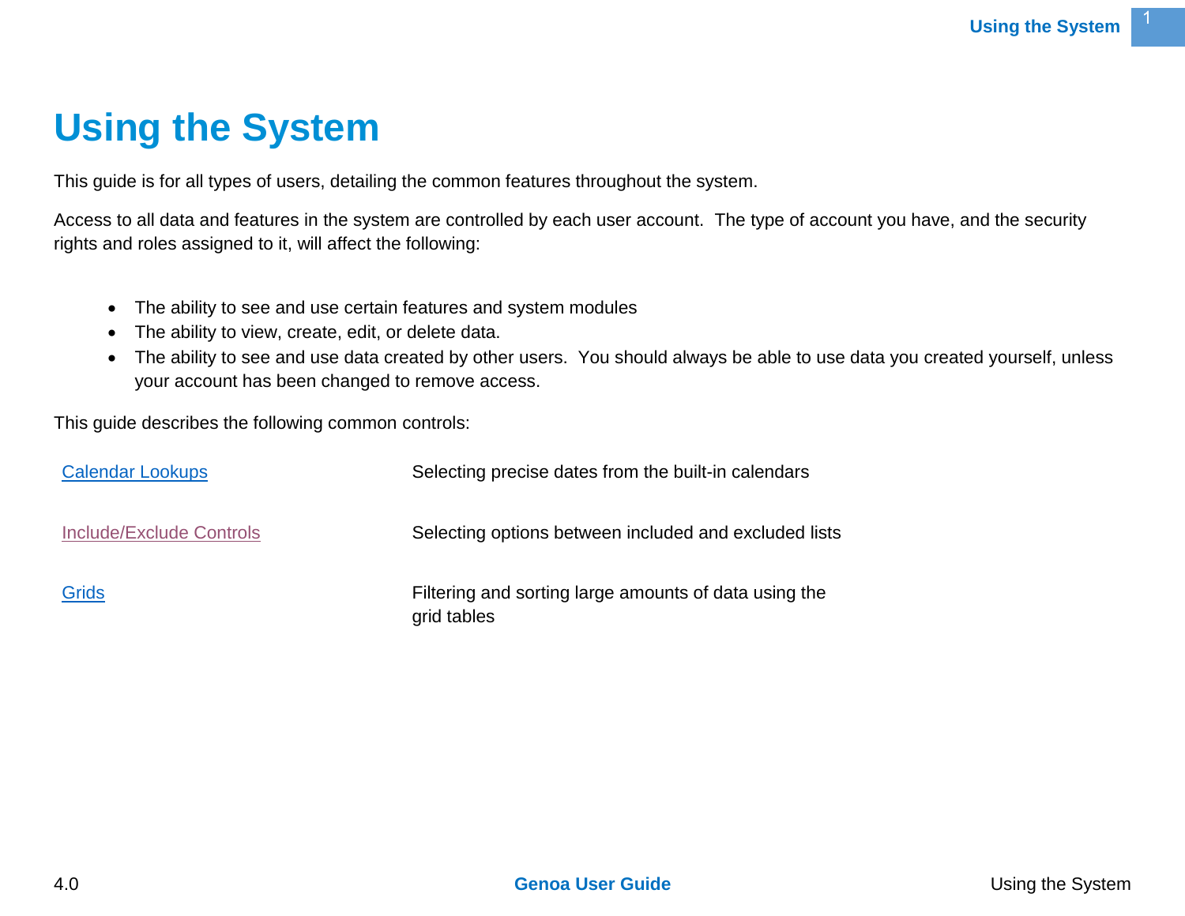# Using the System

This guide is for all types of users, detailing the common features throughout the system.

Access to all data and features in the system are controlled by each user account.  The type of account you have, and the security rights and roles assigned to it, will affect the following:

- The ability to see and use certain features and system modules
- The ability to view, create, edit, or delete data.
- The ability to see and use data created by other users.  You should always be able to use data you created yourself, unless your account has been changed to remove access.

This guide describes the following common controls:

| | |
|---|---|
| Calendar Lookups | Selecting precise dates from the built-in calendars |
| Include/Exclude Controls | Selecting options between included and excluded lists |
| Grids | Filtering and sorting large amounts of data using the grid tables |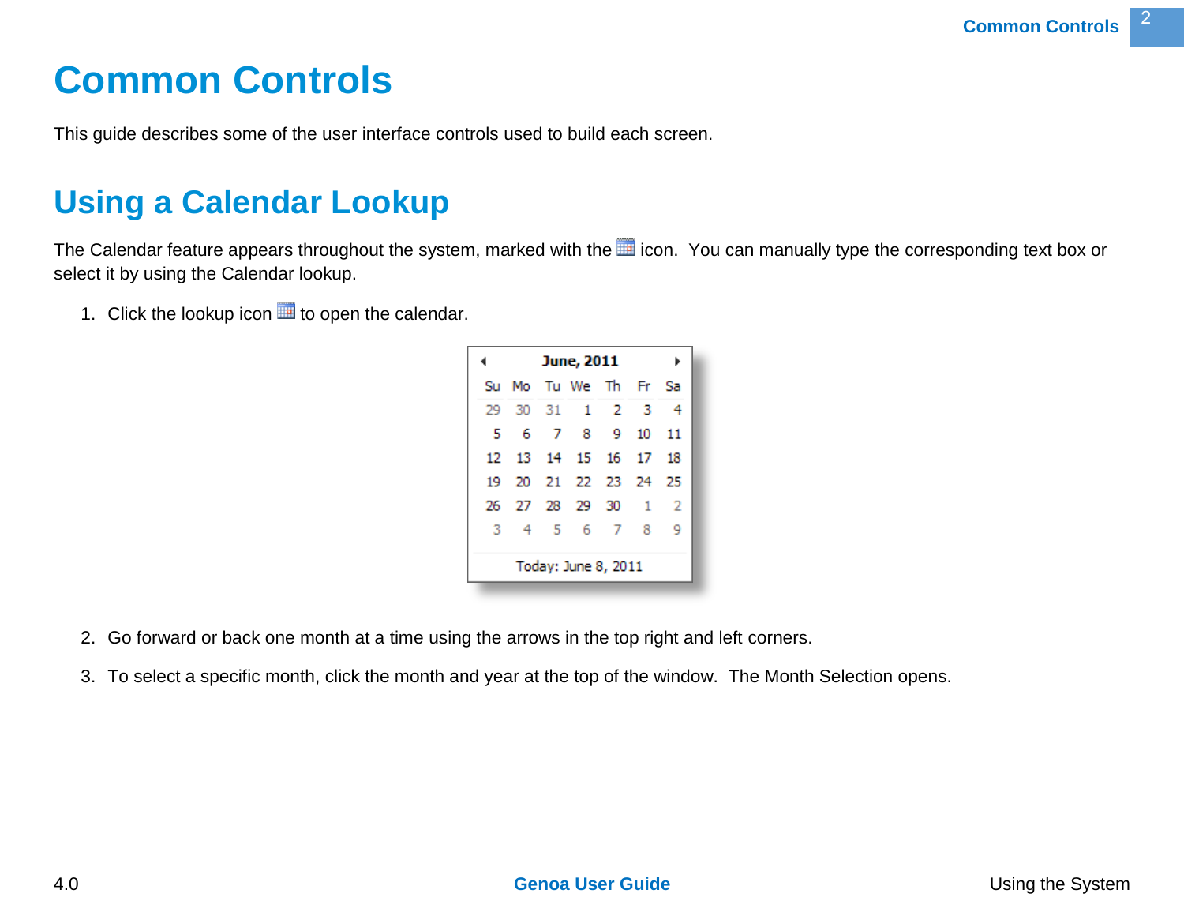# Common Controls

This guide describes some of the user interface controls used to build each screen.

## Using a Calendar Lookup

The Calendar feature appears throughout the system, marked with the icon. You can manually type the corresponding text box or select it by using the Calendar lookup.

1. Click the lookup icon to open the calendar.

2. Go forward or back one month at a time using the arrows in the top right and left corners.

3. To select a specific month, click the month and year at the top of the window. The Month Selection opens.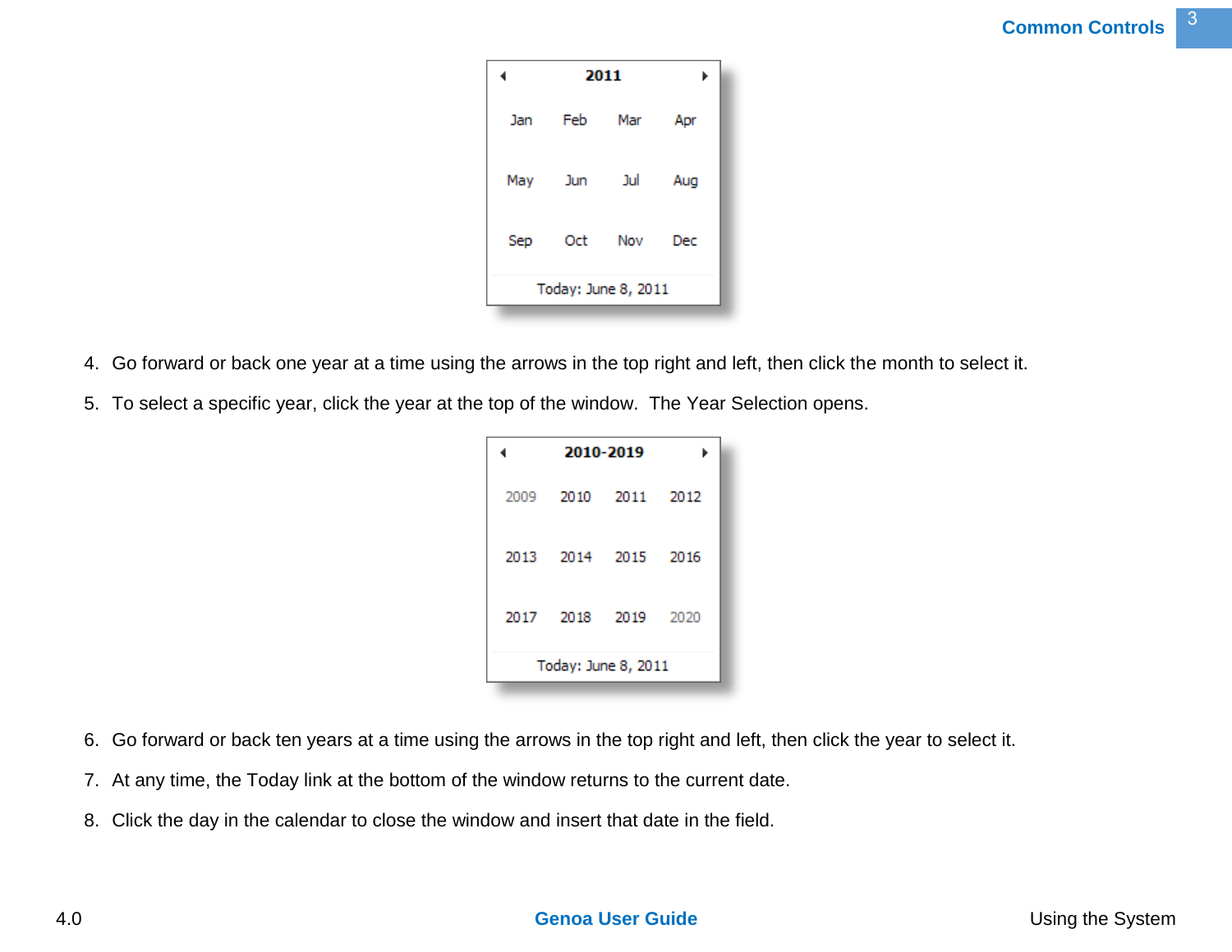4. Go forward or back one year at a time using the arrows in the top right and left, then click the month to select it.
5. To select a specific year, click the year at the top of the window. The Year Selection opens.
6. Go forward or back ten years at a time using the arrows in the top right and left, then click the year to select it.
7. At any time, the Today link at the bottom of the window returns to the current date.
8. Click the day in the calendar to close the window and insert that date in the field.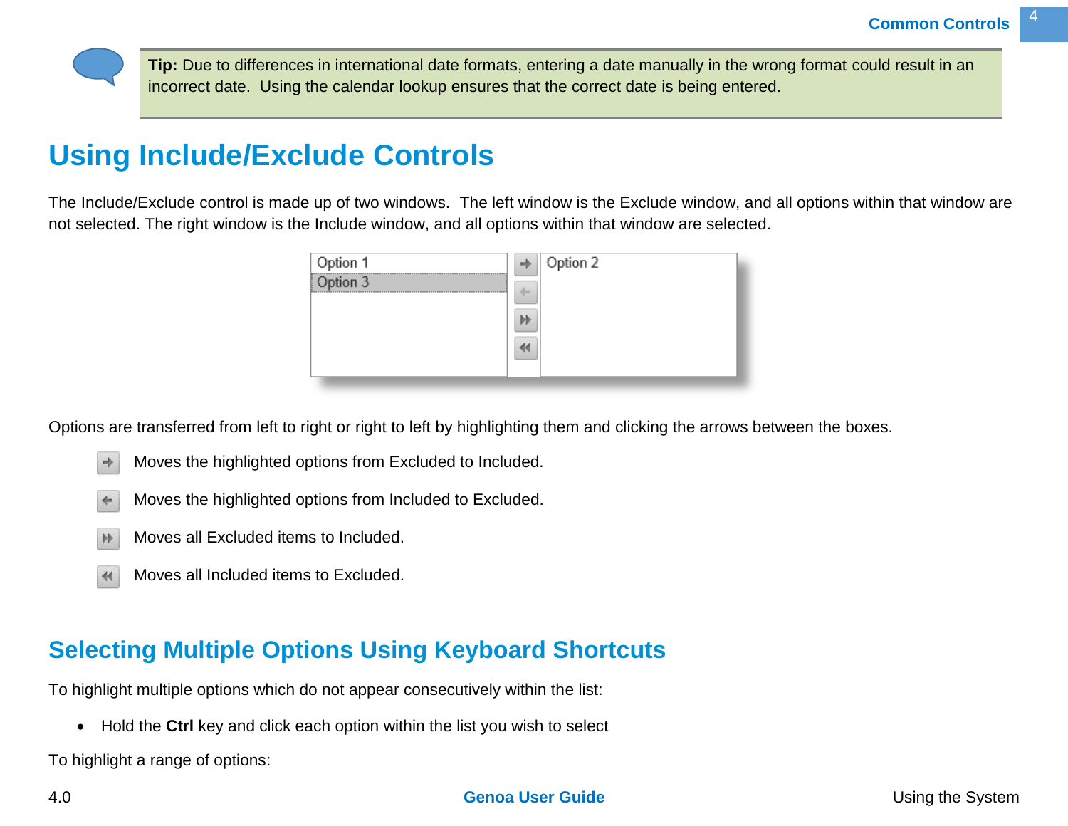**Tip:** Due to differences in international date formats, entering a date manually in the wrong format could result in an incorrect date. Using the calendar lookup ensures that the correct date is being entered.

# Using Include/Exclude Controls

The Include/Exclude control is made up of two windows. The left window is the Exclude window, and all options within that window are not selected. The right window is the Include window, and all options within that window are selected.

Options are transferred from left to right or right to left by highlighting them and clicking the arrows between the boxes.

- Moves the highlighted options from Excluded to Included.
- Moves the highlighted options from Included to Excluded.
- Moves all Excluded items to Included.
- Moves all Included items to Excluded.

## Selecting Multiple Options Using Keyboard Shortcuts

To highlight multiple options which do not appear consecutively within the list:

- Hold the **Ctrl** key and click each option within the list you wish to select

To highlight a range of options: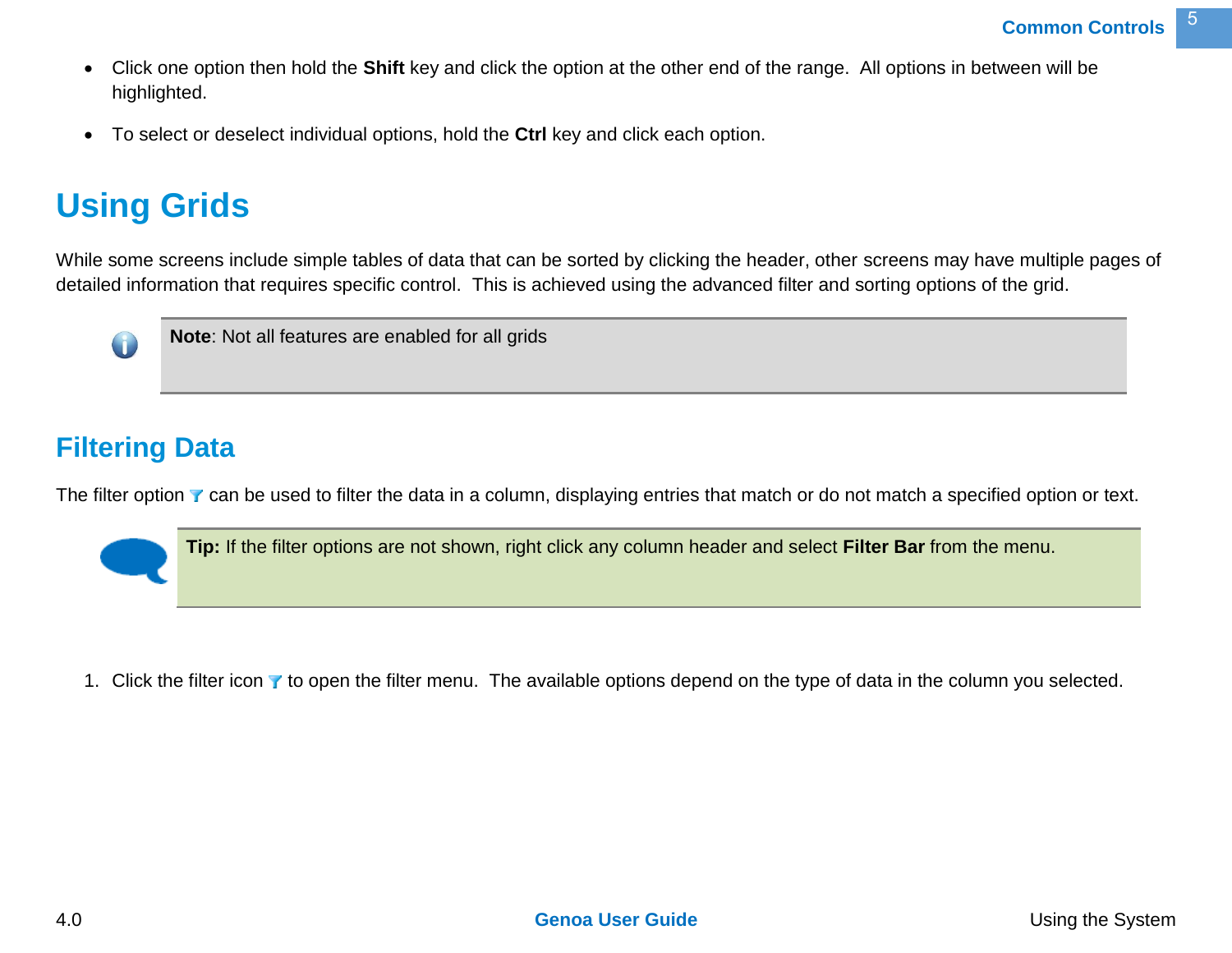- Click one option then hold the **Shift** key and click the option at the other end of the range.  All options in between will be highlighted.
- To select or deselect individual options, hold the **Ctrl** key and click each option.

# Using Grids

While some screens include simple tables of data that can be sorted by clicking the header, other screens may have multiple pages of detailed information that requires specific control.  This is achieved using the advanced filter and sorting options of the grid.

> **Note**: Not all features are enabled for all grids

## Filtering Data

The filter option can be used to filter the data in a column, displaying entries that match or do not match a specified option or text.

> **Tip:** If the filter options are not shown, right click any column header and select **Filter Bar** from the menu.

1. Click the filter icon to open the filter menu.  The available options depend on the type of data in the column you selected.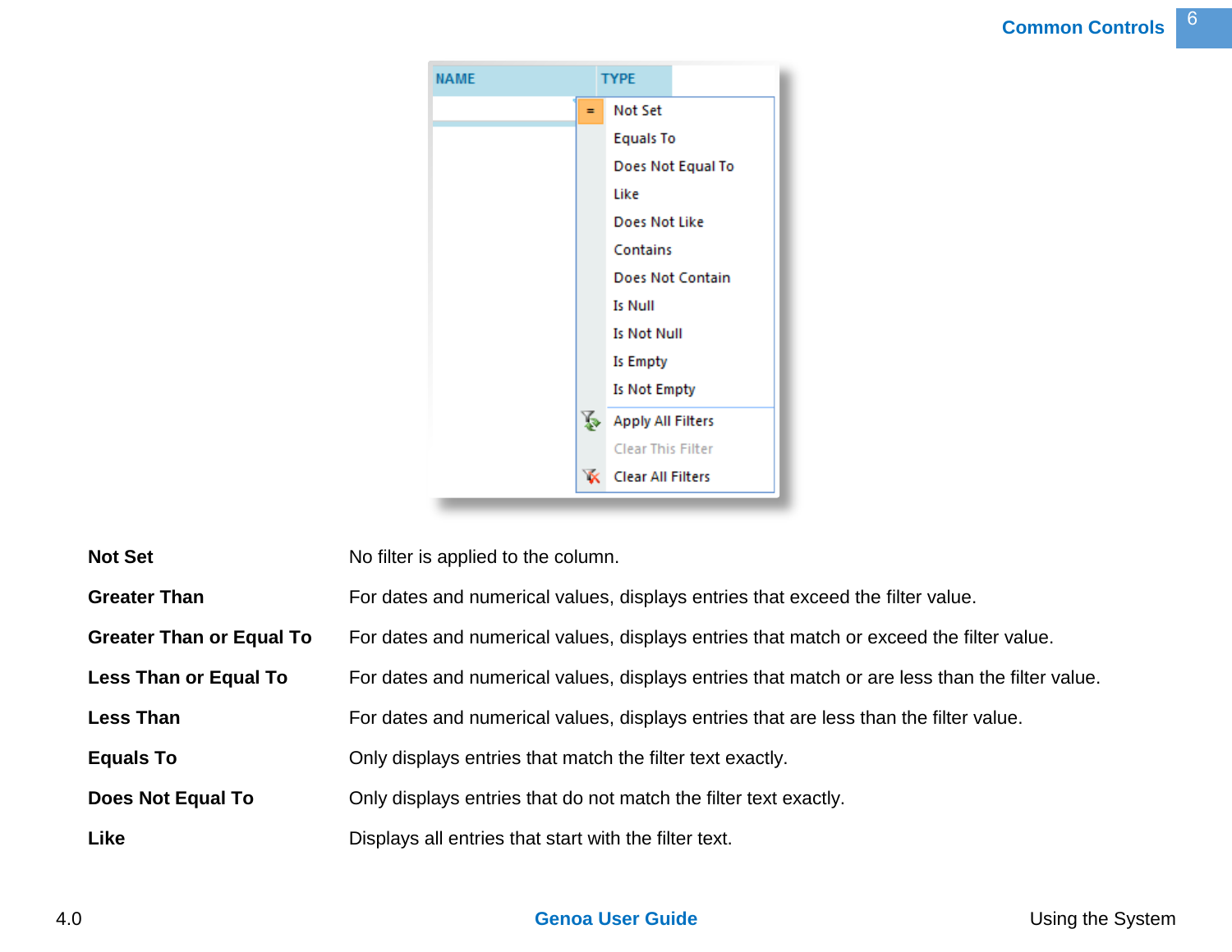| | |
|---|---|
| **Not Set** | No filter is applied to the column. |
| **Greater Than** | For dates and numerical values, displays entries that exceed the filter value. |
| **Greater Than or Equal To** | For dates and numerical values, displays entries that match or exceed the filter value. |
| **Less Than or Equal To** | For dates and numerical values, displays entries that match or are less than the filter value. |
| **Less Than** | For dates and numerical values, displays entries that are less than the filter value. |
| **Equals To** | Only displays entries that match the filter text exactly. |
| **Does Not Equal To** | Only displays entries that do not match the filter text exactly. |
| **Like** | Displays all entries that start with the filter text. |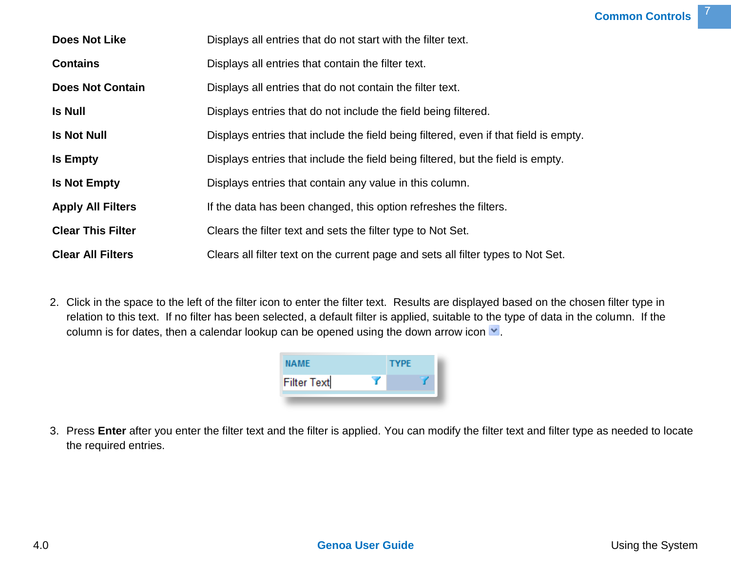| | |
|---|---|
| **Does Not Like** | Displays all entries that do not start with the filter text. |
| **Contains** | Displays all entries that contain the filter text. |
| **Does Not Contain** | Displays all entries that do not contain the filter text. |
| **Is Null** | Displays entries that do not include the field being filtered. |
| **Is Not Null** | Displays entries that include the field being filtered, even if that field is empty. |
| **Is Empty** | Displays entries that include the field being filtered, but the field is empty. |
| **Is Not Empty** | Displays entries that contain any value in this column. |
| **Apply All Filters** | If the data has been changed, this option refreshes the filters. |
| **Clear This Filter** | Clears the filter text and sets the filter type to Not Set. |
| **Clear All Filters** | Clears all filter text on the current page and sets all filter types to Not Set. |

2. Click in the space to the left of the filter icon to enter the filter text. Results are displayed based on the chosen filter type in relation to this text. If no filter has been selected, a default filter is applied, suitable to the type of data in the column. If the column is for dates, then a calendar lookup can be opened using the down arrow icon.

| NAME | TYPE |
|---|---|
| Filter Text | |

3. Press **Enter** after you enter the filter text and the filter is applied. You can modify the filter text and filter type as needed to locate the required entries.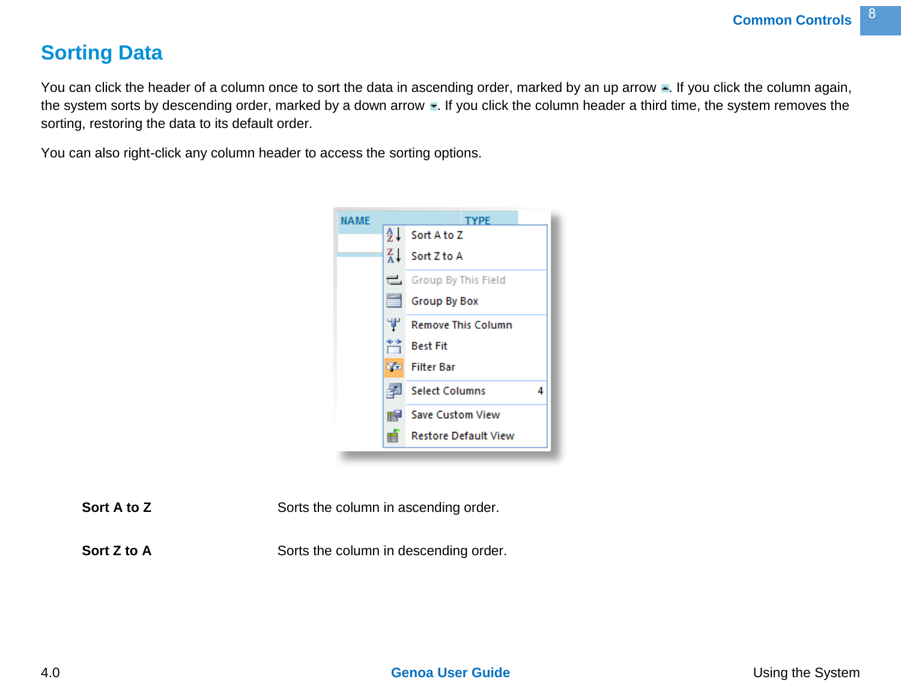## Sorting Data

You can click the header of a column once to sort the data in ascending order, marked by an up arrow. If you click the column again, the system sorts by descending order, marked by a down arrow. If you click the column header a third time, the system removes the sorting, restoring the data to its default order.

You can also right-click any column header to access the sorting options.

| | |
|---|---|
| **Sort A to Z** | Sorts the column in ascending order. |
| **Sort Z to A** | Sorts the column in descending order. |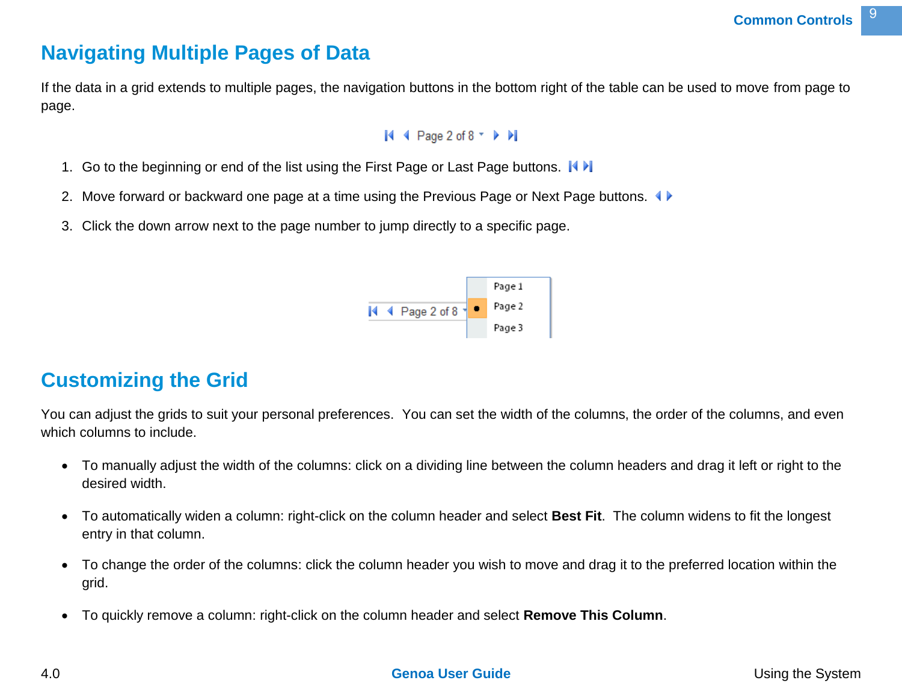## Navigating Multiple Pages of Data

If the data in a grid extends to multiple pages, the navigation buttons in the bottom right of the table can be used to move from page to page.

1. Go to the beginning or end of the list using the First Page or Last Page buttons.
2. Move forward or backward one page at a time using the Previous Page or Next Page buttons.
3. Click the down arrow next to the page number to jump directly to a specific page.

## Customizing the Grid

You can adjust the grids to suit your personal preferences. You can set the width of the columns, the order of the columns, and even which columns to include.

- To manually adjust the width of the columns: click on a dividing line between the column headers and drag it left or right to the desired width.
- To automatically widen a column: right-click on the column header and select **Best Fit**. The column widens to fit the longest entry in that column.
- To change the order of the columns: click the column header you wish to move and drag it to the preferred location within the grid.
- To quickly remove a column: right-click on the column header and select **Remove This Column**.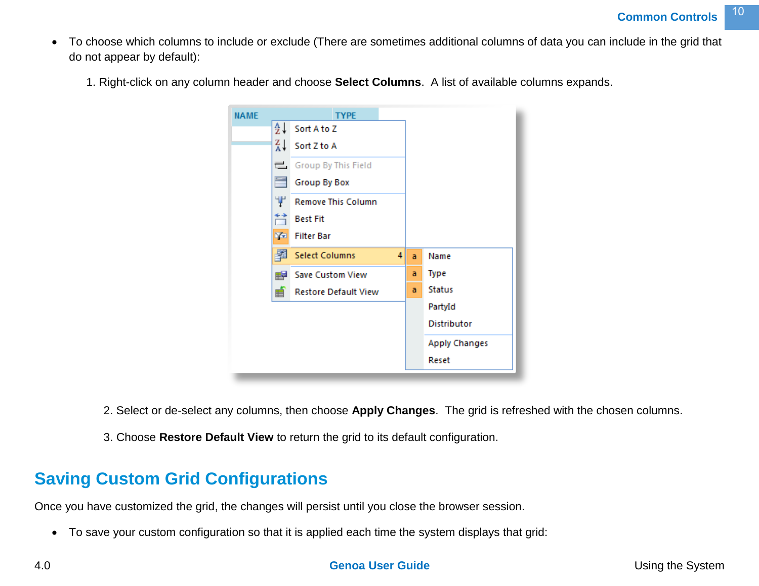- To choose which columns to include or exclude (There are sometimes additional columns of data you can include in the grid that do not appear by default):

  1. Right-click on any column header and choose **Select Columns**. A list of available columns expands.

  2. Select or de-select any columns, then choose **Apply Changes**. The grid is refreshed with the chosen columns.

  3. Choose **Restore Default View** to return the grid to its default configuration.

## Saving Custom Grid Configurations

Once you have customized the grid, the changes will persist until you close the browser session.

- To save your custom configuration so that it is applied each time the system displays that grid: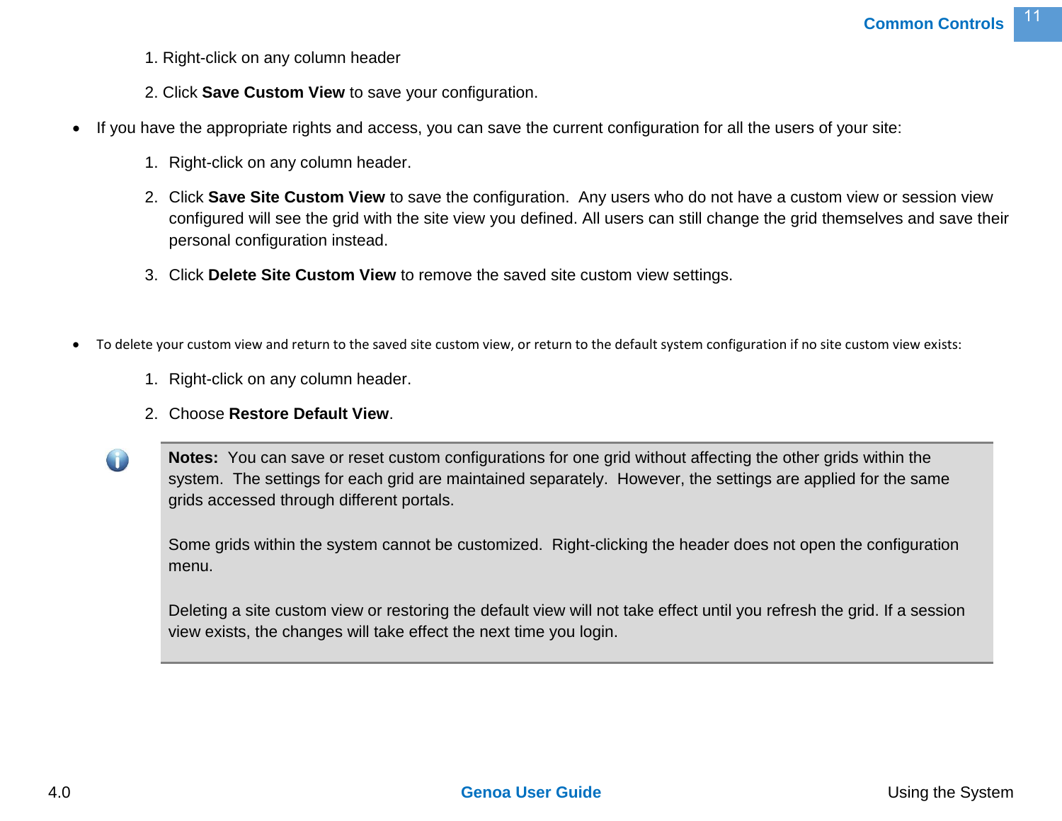1. Right-click on any column header
2. Click **Save Custom View** to save your configuration.

- If you have the appropriate rights and access, you can save the current configuration for all the users of your site:
  1. Right-click on any column header.
  2. Click **Save Site Custom View** to save the configuration. Any users who do not have a custom view or session view configured will see the grid with the site view you defined. All users can still change the grid themselves and save their personal configuration instead.
  3. Click **Delete Site Custom View** to remove the saved site custom view settings.

- To delete your custom view and return to the saved site custom view, or return to the default system configuration if no site custom view exists:
  1. Right-click on any column header.
  2. Choose **Restore Default View**.

> **Notes:** You can save or reset custom configurations for one grid without affecting the other grids within the system. The settings for each grid are maintained separately. However, the settings are applied for the same grids accessed through different portals.
>
> Some grids within the system cannot be customized. Right-clicking the header does not open the configuration menu.
>
> Deleting a site custom view or restoring the default view will not take effect until you refresh the grid. If a session view exists, the changes will take effect the next time you login.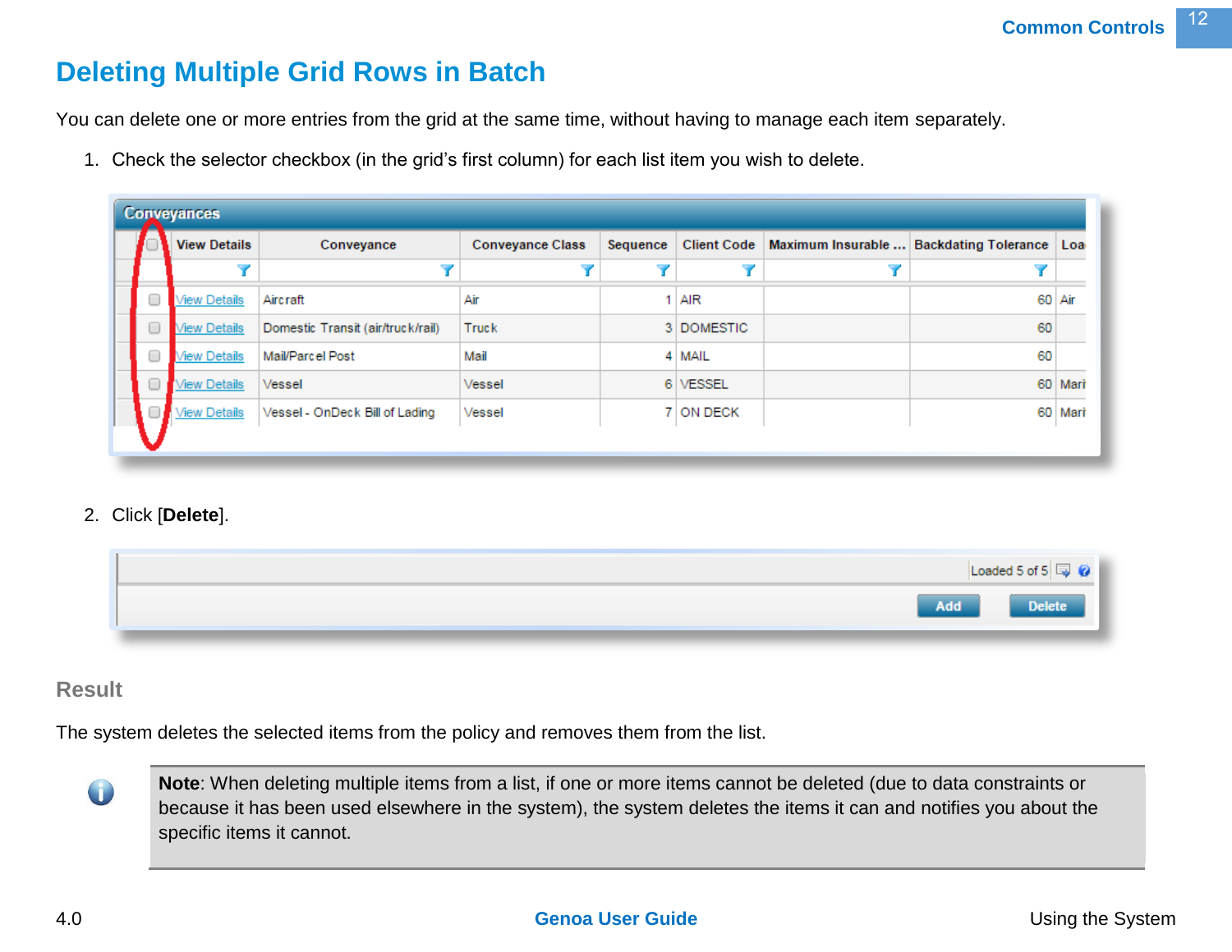## Deleting Multiple Grid Rows in Batch

You can delete one or more entries from the grid at the same time, without having to manage each item separately.

1. Check the selector checkbox (in the grid's first column) for each list item you wish to delete.

| | View Details | Conveyance | Conveyance Class | Sequence | Client Code | Maximum Insurable ... | Backdating Tolerance | Loa |
|---|---|---|---|---|---|---|---|---|
| ☐ | View Details | Aircraft | Air | 1 | AIR | | 60 | Air |
| ☐ | View Details | Domestic Transit (air/truck/rail) | Truck | 3 | DOMESTIC | | 60 | |
| ☐ | View Details | Mail/Parcel Post | Mail | 4 | MAIL | | 60 | |
| ☐ | View Details | Vessel | Vessel | 6 | VESSEL | | 60 | Mari |
| ☐ | View Details | Vessel - OnDeck Bill of Lading | Vessel | 7 | ON DECK | | 60 | Mari |

2. Click [**Delete**].

Loaded 5 of 5

Add | Delete

### Result

The system deletes the selected items from the policy and removes them from the list.

> **Note**: When deleting multiple items from a list, if one or more items cannot be deleted (due to data constraints or because it has been used elsewhere in the system), the system deletes the items it can and notifies you about the specific items it cannot.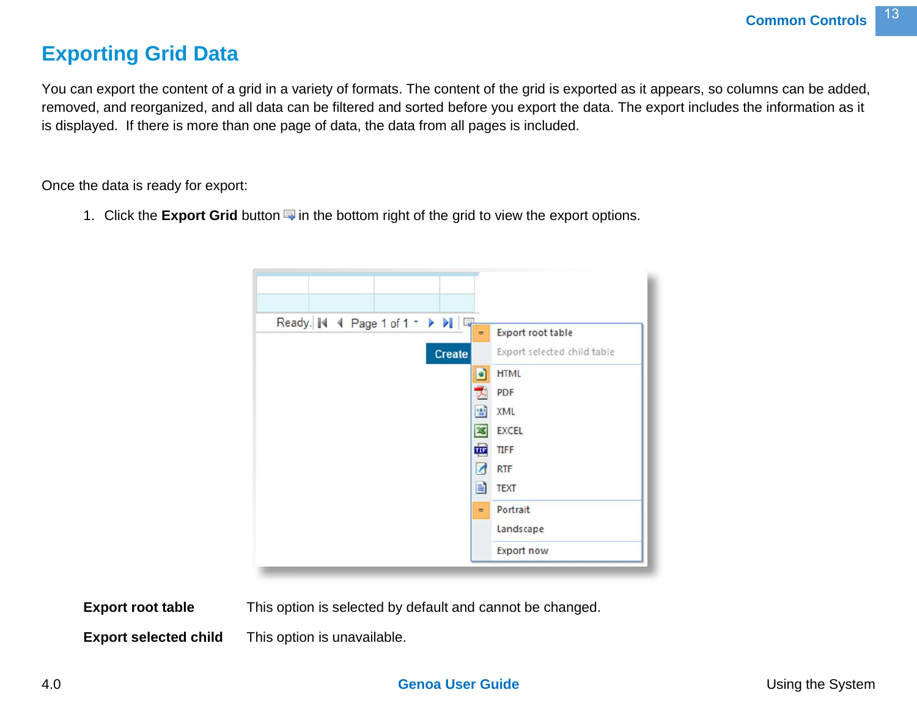# Exporting Grid Data

You can export the content of a grid in a variety of formats. The content of the grid is exported as it appears, so columns can be added, removed, and reorganized, and all data can be filtered and sorted before you export the data. The export includes the information as it is displayed. If there is more than one page of data, the data from all pages is included.

Once the data is ready for export:

1. Click the **Export Grid** button in the bottom right of the grid to view the export options.

| | |
|---|---|
| **Export root table** | This option is selected by default and cannot be changed. |
| **Export selected child** | This option is unavailable. |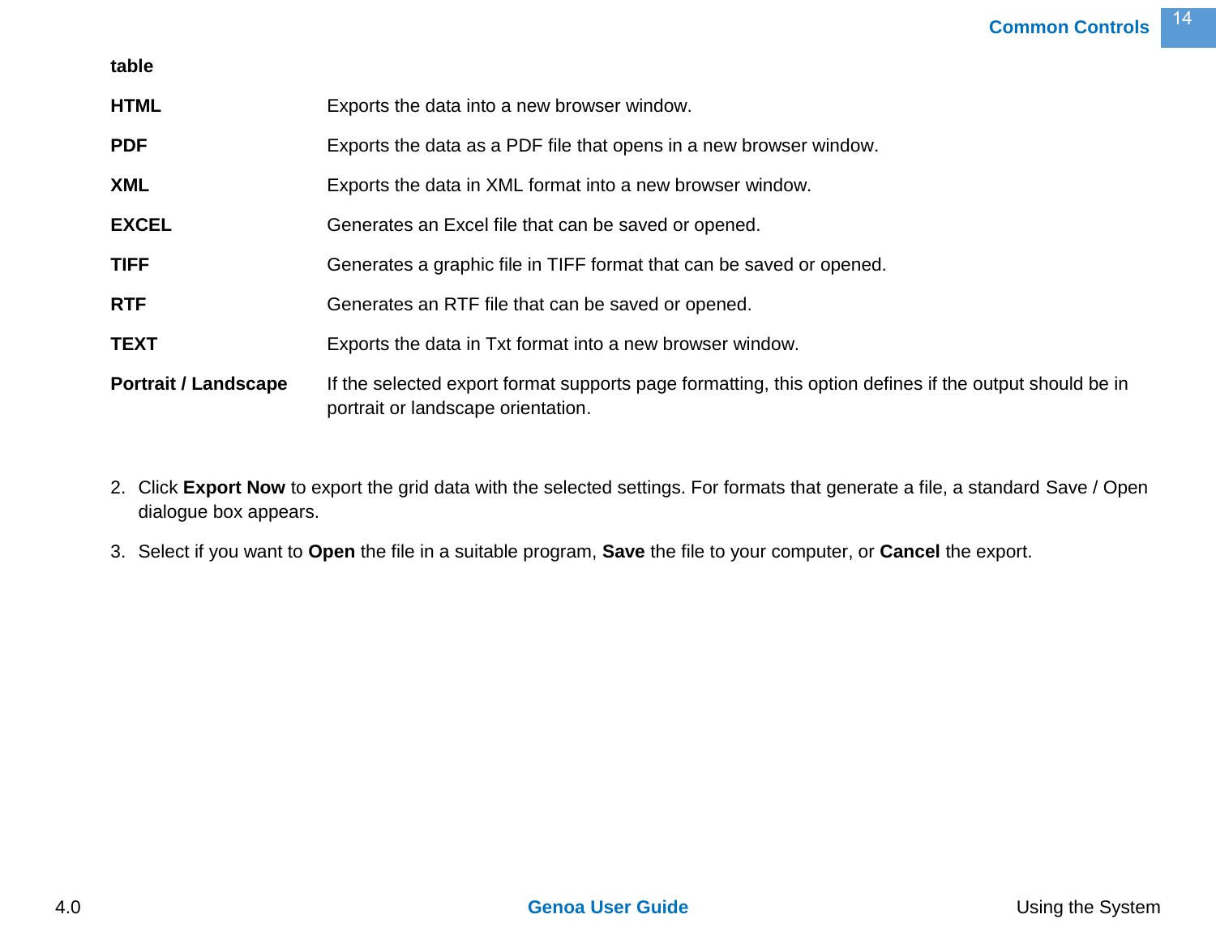**table**

| | |
|---|---|
| **HTML** | Exports the data into a new browser window. |
| **PDF** | Exports the data as a PDF file that opens in a new browser window. |
| **XML** | Exports the data in XML format into a new browser window. |
| **EXCEL** | Generates an Excel file that can be saved or opened. |
| **TIFF** | Generates a graphic file in TIFF format that can be saved or opened. |
| **RTF** | Generates an RTF file that can be saved or opened. |
| **TEXT** | Exports the data in Txt format into a new browser window. |
| **Portrait / Landscape** | If the selected export format supports page formatting, this option defines if the output should be in portrait or landscape orientation. |

2. Click **Export Now** to export the grid data with the selected settings. For formats that generate a file, a standard Save / Open dialogue box appears.
3. Select if you want to **Open** the file in a suitable program, **Save** the file to your computer, or **Cancel** the export.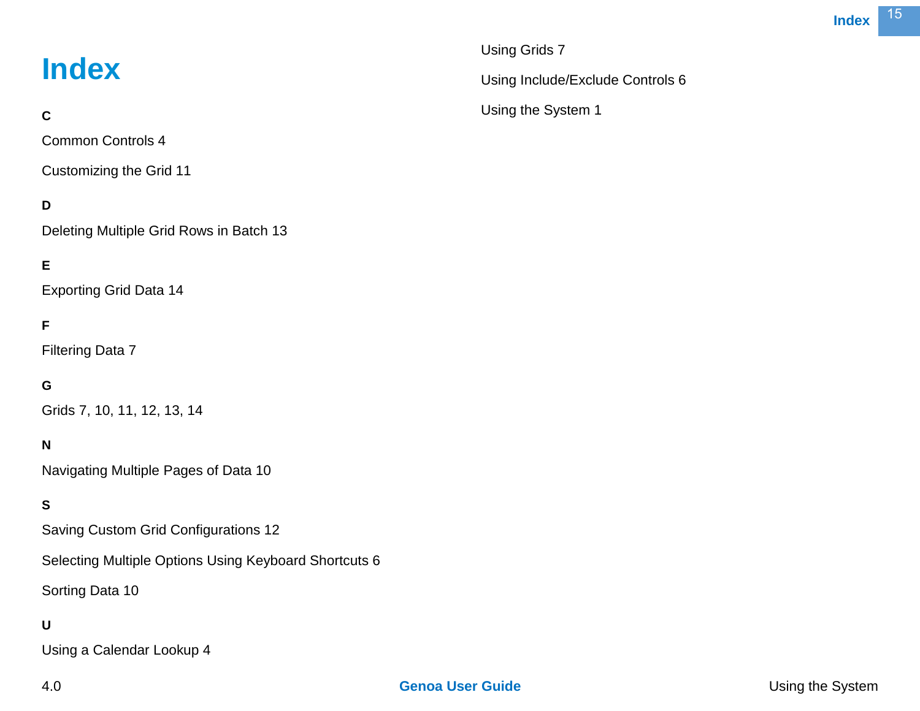# Index

**C**

Common Controls 4

Customizing the Grid 11

**D**

Deleting Multiple Grid Rows in Batch 13

**E**

Exporting Grid Data 14

**F**

Filtering Data 7

**G**

Grids 7, 10, 11, 12, 13, 14

**N**

Navigating Multiple Pages of Data 10

**S**

Saving Custom Grid Configurations 12

Selecting Multiple Options Using Keyboard Shortcuts 6

Sorting Data 10

**U**

Using a Calendar Lookup 4

Using Grids 7

Using Include/Exclude Controls 6

Using the System 1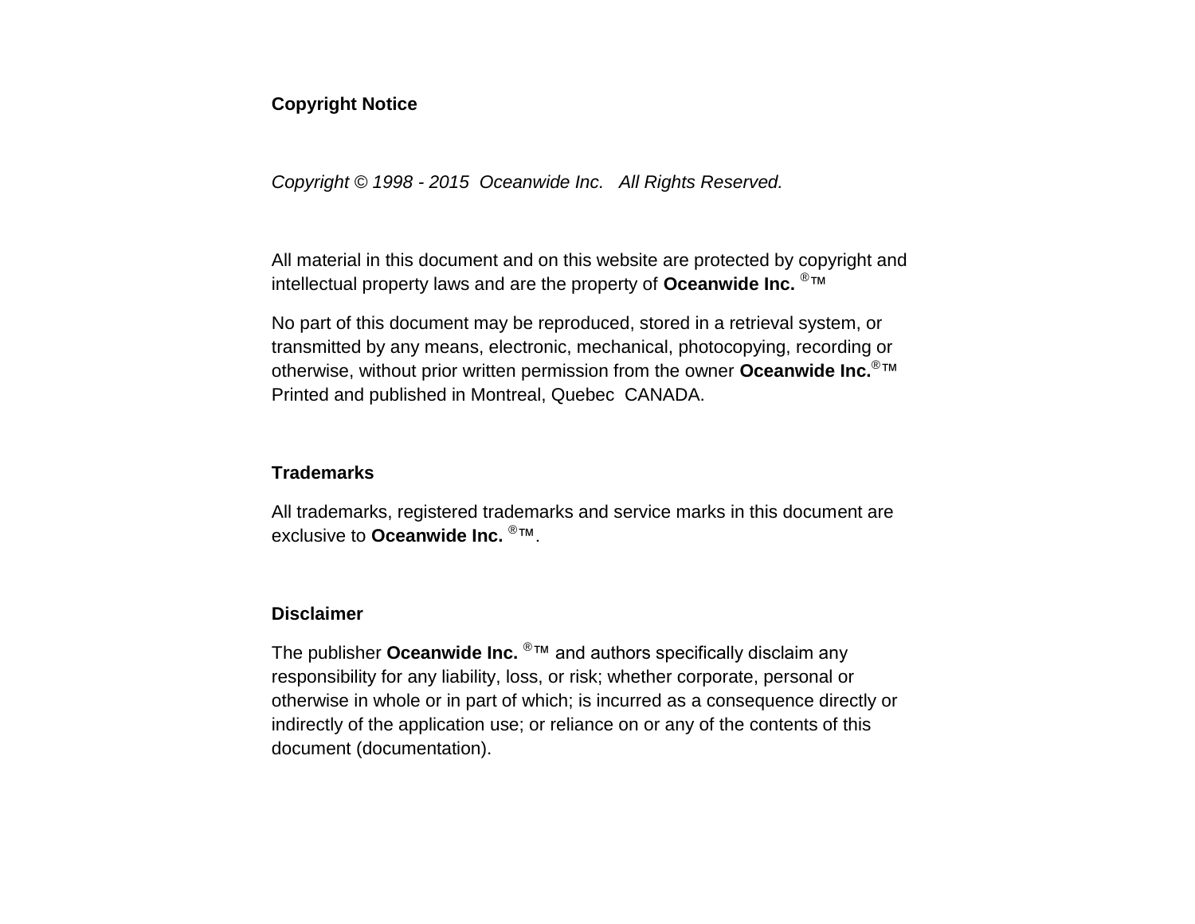**Copyright Notice**

*Copyright © 1998 - 2015  Oceanwide Inc.   All Rights Reserved.*

All material in this document and on this website are protected by copyright and intellectual property laws and are the property of **Oceanwide Inc.** ®™

No part of this document may be reproduced, stored in a retrieval system, or transmitted by any means, electronic, mechanical, photocopying, recording or otherwise, without prior written permission from the owner **Oceanwide Inc.**®™ Printed and published in Montreal, Quebec  CANADA.

**Trademarks**

All trademarks, registered trademarks and service marks in this document are exclusive to **Oceanwide Inc.** ®™.

**Disclaimer**

The publisher **Oceanwide Inc.** ®™ and authors specifically disclaim any responsibility for any liability, loss, or risk; whether corporate, personal or otherwise in whole or in part of which; is incurred as a consequence directly or indirectly of the application use; or reliance on or any of the contents of this document (documentation).